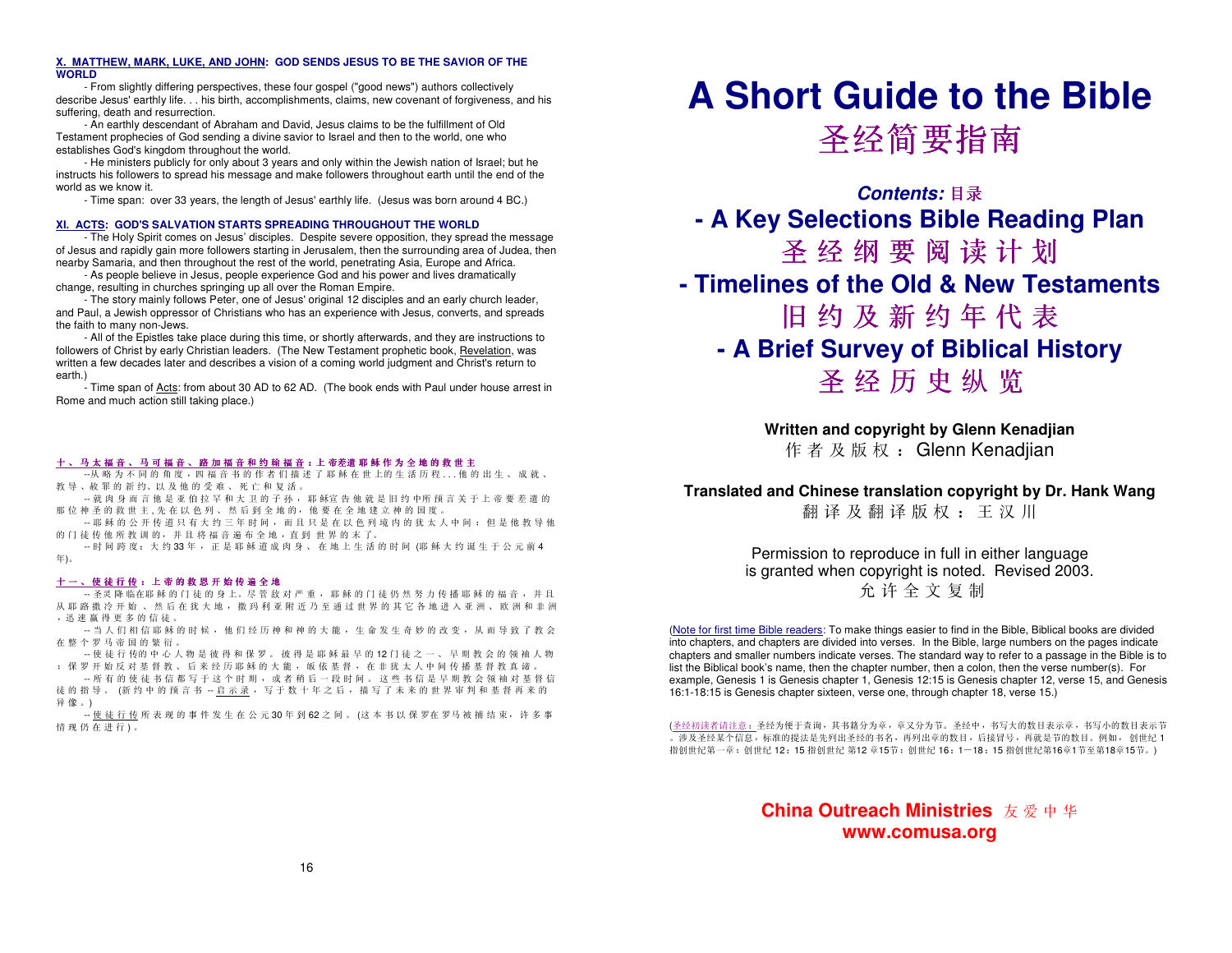### X. MATTHEW, MARK, LUKE, AND JOHN: GOD SENDS JESUS TO BE THE SAVIOR OF THE WORLD

- From slightly differing perspectives, these four gospel ("good news") authors collectively describe Jesus' earthly life. . . his birth, accomplishments, claims, new covenant of forgiveness, and his suffering, death and resurrection.

- An earthly descendant of Abraham and David, Jesus claims to be the fulfillment of Old Testament prophecies of God sending a divine savior to Israel and then to the world, one who establishes God's kingdom throughout the world.

- He ministers publicly for only about 3 years and only within the Jewish nation of Israel; but he instructs his followers to spread his message and make followers throughout earth until the end of the world as we know it.

- Time span: over 33 years, the length of Jesus' earthly life. (Jesus was born around 4 BC.)

### XI. ACTS: GOD'S SALVATION STARTS SPREADING THROUGHOUT THE WORLD

- The Holy Spirit comes on Jesus' disciples. Despite severe opposition, they spread the message of Jesus and rapidly gain more followers starting in Jerusalem, then the surrounding area of Judea, then nearby Samaria, and then throughout the rest of the world, penetrating Asia, Europe and Africa.

- As people believe in Jesus, people experience God and his power and lives dramatically change, resulting in churches springing up all over the Roman Empire.

- The story mainly follows Peter, one of Jesus' original 12 disciples and an early church leader, and Paul, a Jewish oppressor of Christians who has an experience with Jesus, converts, and spreads the faith to many non-Jews.

- All of the Epistles take place during this time, or shortly afterwards, and they are instructions to followers of Christ by early Christian leaders. (The New Testament prophetic book, Revelation, was written a few decades later and describes a vision of a coming world judgment and Christ's return to earth.)

- Time span of Acts: from about 30 AD to 62 AD. (The book ends with Paul under house arrest in Rome and much action still taking place.)

### 十、马太福音、马可福音、路加福音和约翰福音：上帝差遣耶稣作为全地的救世主

--从略为不同的角度，四福音书的作者们描述了耶稣在世上的生活历程...他的出生、成就、教导、赦罪的新约、以及他的受难、死亡和复活。

--就肉身而言他是亚伯拉罕和大卫的子孙，耶稣宣告他就是旧约中所预言关于上帝要差遣的那位神圣的救世主，先在以色列、然后到全地的，他要在全地建立神的国度。

--耶稣的公开传道只有大约三年时间，而且只是在以色列境内的犹太人中间；但是他教导他的门徒传他所教训的，并且将福音遍布全地，直到世界的末了。

--时间跨度：大约33年，正是耶稣道成肉身、在地上生活的时间(耶稣大约诞生于公元前4年)。

### 十一、使徒行传：上帝的救恩开始传遍全地

--圣灵降临在耶稣的门徒的身上。尽管敌对严重，耶稣的门徒仍然努力传播耶稣的福音，并且从耶路撒冷开始、然后在犹大地，撒玛利亚附近乃至通过世界的其它各地进入亚洲、欧洲和非洲，迅速赢得更多的信徒。

--当人们相信耶稣的时候，他们经历神和神的大能，生命发生奇妙的改变，从而导致了教会在整个罗马帝国的繁衍。

--使徒行传的中心人物是彼得和保罗。彼得是耶稣最早的12门徒之一、早期教会的领袖人物；保罗开始反对基督教、后来经历耶稣的大能，皈依基督，在非犹太人中间传播基督教真谛。

--所有的使徒书信都写于这个时期，或者稍后一段时间。这些书信是早期教会领袖对基督信徒的指导。(新约中的预言书--启示录，写于数十年之后，描写了未来的世界审判和基督再来的异像。)

--使徒行传所表现的事件发生在公元30年到62之间。(这本书以保罗在罗马被捕结束，许多事情现仍在进行)。

# A Short Guide to the Bible
# 圣经简要指南

***Contents:*** **目录**

## - A Key Selections Bible Reading Plan
## 圣经纲要阅读计划
## - Timelines of the Old & New Testaments
## 旧约及新约年代表
## - A Brief Survey of Biblical History
## 圣经历史纵览

**Written and copyright by Glenn Kenadjian**
作者及版权：Glenn Kenadjian

**Translated and Chinese translation copyright by Dr. Hank Wang**
翻译及翻译版权：王汉川

Permission to reproduce in full in either language is granted when copyright is noted. Revised 2003.
允许全文复制

(Note for first time Bible readers: To make things easier to find in the Bible, Biblical books are divided into chapters, and chapters are divided into verses. In the Bible, large numbers on the pages indicate chapters and smaller numbers indicate verses. The standard way to refer to a passage in the Bible is to list the Biblical book's name, then the chapter number, then a colon, then the verse number(s). For example, Genesis 1 is Genesis chapter 1, Genesis 12:15 is Genesis chapter 12, verse 15, and Genesis 16:1-18:15 is Genesis chapter sixteen, verse one, through chapter 18, verse 15.)

(圣经初读者请注意：圣经为便于查询，其书籍分为章，章又分为节。圣经中，书写大的数目表示章，书写小的数目表示节。涉及圣经某个信息，标准的提法是先列出圣经的书名，再列出章的数目，后接冒号，再就是节的数目。例如，创世纪1指创世纪第一章；创世纪12：15指创世纪第12章15节；创世纪16：1－18：15指创世纪第16章1节至第18章15节。)

**China Outreach Ministries** 友爱中华
**www.comusa.org**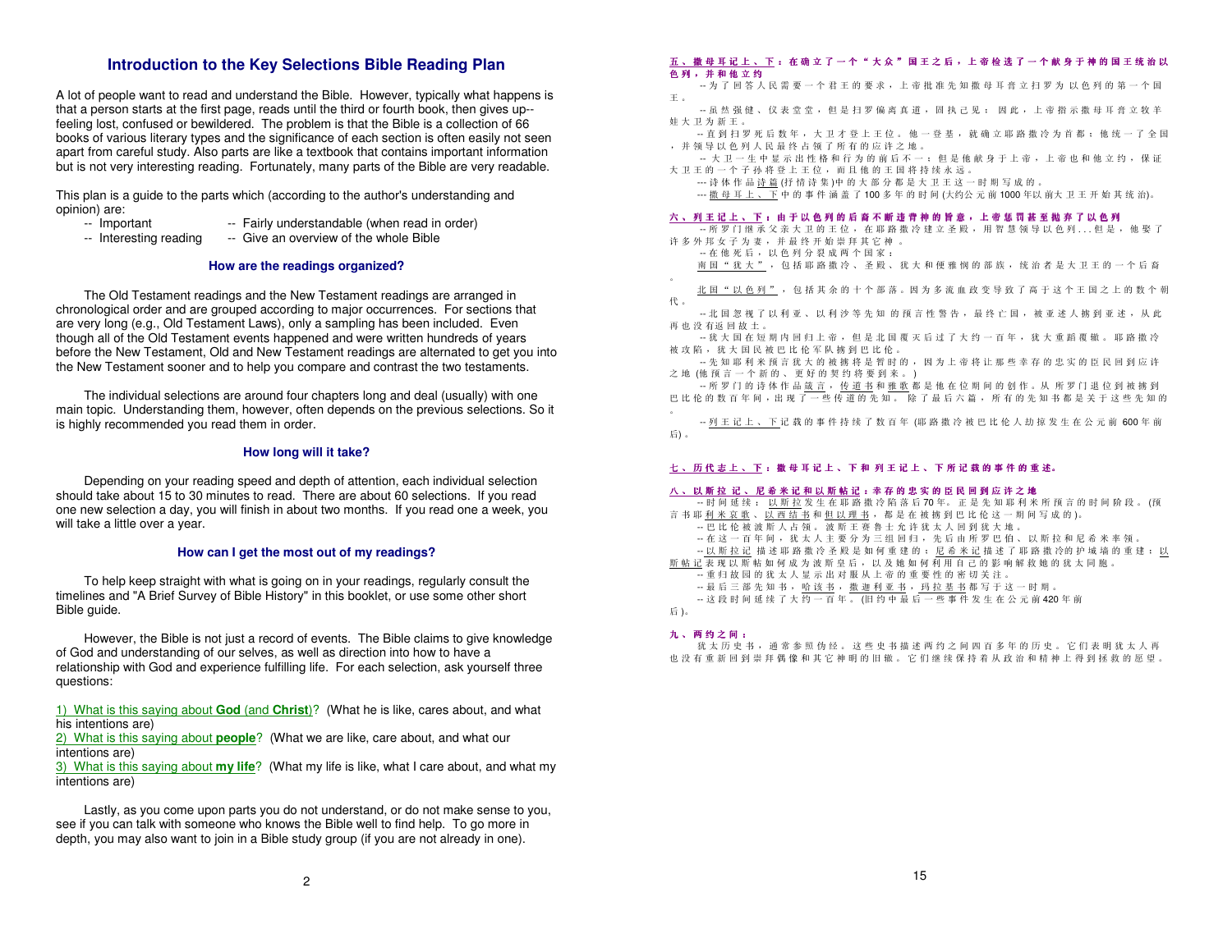## Introduction to the Key Selections Bible Reading Plan

A lot of people want to read and understand the Bible. However, typically what happens is that a person starts at the first page, reads until the third or fourth book, then gives up--feeling lost, confused or bewildered. The problem is that the Bible is a collection of 66 books of various literary types and the significance of each section is often easily not seen apart from careful study. Also parts are like a textbook that contains important information but is not very interesting reading. Fortunately, many parts of the Bible are very readable.

This plan is a guide to the parts which (according to the author's understanding and opinion) are:

- -- Important
- -- Interesting reading
- -- Fairly understandable (when read in order)
- -- Give an overview of the whole Bible

### How are the readings organized?

The Old Testament readings and the New Testament readings are arranged in chronological order and are grouped according to major occurrences. For sections that are very long (e.g., Old Testament Laws), only a sampling has been included. Even though all of the Old Testament events happened and were written hundreds of years before the New Testament, Old and New Testament readings are alternated to get you into the New Testament sooner and to help you compare and contrast the two testaments.

The individual selections are around four chapters long and deal (usually) with one main topic. Understanding them, however, often depends on the previous selections. So it is highly recommended you read them in order.

### How long will it take?

Depending on your reading speed and depth of attention, each individual selection should take about 15 to 30 minutes to read. There are about 60 selections. If you read one new selection a day, you will finish in about two months. If you read one a week, you will take a little over a year.

### How can I get the most out of my readings?

To help keep straight with what is going on in your readings, regularly consult the timelines and "A Brief Survey of Bible History" in this booklet, or use some other short Bible guide.

However, the Bible is not just a record of events. The Bible claims to give knowledge of God and understanding of our selves, as well as direction into how to have a relationship with God and experience fulfilling life. For each selection, ask yourself three questions:

1) What is this saying about **God** (and **Christ**)? (What he is like, cares about, and what his intentions are)
2) What is this saying about **people**? (What we are like, care about, and what our intentions are)
3) What is this saying about **my life**? (What my life is like, what I care about, and what my intentions are)

Lastly, as you come upon parts you do not understand, or do not make sense to you, see if you can talk with someone who knows the Bible well to find help. To go more in depth, you may also want to join in a Bible study group (if you are not already in one).

**五、撒母耳记上、下：在确立了一个“大众”国王之后，上帝检选了一个献身于神的国王统治以色列，并和他立约**

--为了回答人民需要一个君王的要求，上帝批准先知撒母耳膏立扫罗为以色列的第一个国王。

--虽然强健、仪表堂堂，但是扫罗偏离真道，固执己见：因此，上帝指示撒母耳膏立牧羊娃大卫为新王。

--直到扫罗死后数年，大卫才登上王位。他一登基，就确立耶路撒冷为首都：他统一了全国，并领导以色列人民最终占领了所有的应许之地。

--大卫一生中显示出性格和行为的前后不一：但是他献身于上帝，上帝也和他立约，保证大卫王的一个子孙将登上王位，而且他的王国将持续永远。

---诗体作品诗篇(抒情诗集)中的大部分都是大卫王这一时期写成的。

---撒母耳上、下中的事件涵盖了100多年的时间(大约公元前1000年以前大卫王开始其统治)。

**六、列王记上、下：由于以色列的后裔不断违背神的旨意，上帝惩罚甚至抛弃了以色列**

--所罗门继承父亲大卫的王位，在耶路撒冷建立圣殿，用智慧领导以色列…但是，他娶了许多外邦女子为妻，并最终开始崇拜其它神。

--在他死后，以色列分裂成两个国家：

南国“犹大”，包括耶路撒冷、圣殿、犹大和便雅悯的部族，统治者是大卫王的一个后裔。

北国“以色列”，包括其余的十个部落。因为多流血政变导致了高于这个王国之上的数个朝代。

--北国忽视了以利亚、以利沙等先知的预言性警告，最终亡国，被亚述人掳到亚述，从此再也没有返回故土。

--犹大国在短期内回归上帝，但是北国覆灭后过了大约一百年，犹大重蹈覆辙。耶路撒冷被攻陷，犹大国民被巴比伦军队掳到巴比伦。

--先知耶利米预言犹大的被掳将是暂时的，因为上帝将让那些幸存的忠实的臣民回到应许之地(他预言一个新的、更好的契约将要到来。)

--所罗门的诗体作品箴言，传道书和雅歌都是他在位期间的创作。从所罗门退位到被掳到巴比伦的数百年间，出现了一些传道的先知。除了最后六篇，所有的先知书都是关于这些先知的。

--列王记上、下记载的事件持续了数百年(耶路撒冷被巴比伦人劫掠发生在公元前600年前后)。

**七、历代志上、下：撒母耳记上、下和列王记上、下所记载的事件的重述。**

**八、以斯拉记、尼希米记和以斯帖记：幸存的忠实的臣民回到应许之地**

--时间延续：以斯拉发生在耶路撒冷陷落后70年。正是先知耶利米所预言的时间阶段。(预言书耶利米哀歌、以西结书和但以理书，都是在被掳到巴比伦这一期间写成的)。

--巴比伦被波斯人占领。波斯王赛鲁士允许犹太人回到犹大地。

--在这一百年间，犹太人主要分为三组回归，先后由所罗巴伯、以斯拉和尼希米率领。

--以斯拉记描述耶路撒冷圣殿是如何重建的；尼希米记描述了耶路撒冷的护城墙的重建；以斯帖记表现以斯帖如何成为波斯皇后，以及她如何利用自己的影响解救她的犹太同胞。

--重归故园的犹太人显示出对服从上帝的重要性的密切关注。

--最后三部先知书，哈该书，撒迦利亚书，玛拉基书都写于这一时期。

--这段时间延续了大约一百年。(旧约中最后一些事件发生在公元前420年前后)。

**九、两约之间：**

犹太历史书，通常参照伪经。这些史书描述两约之间四百多年的历史。它们表明犹太人再也没有重新回到崇拜偶像和其它神明的旧辙。它们继续保持着从政治和精神上得到拯救的愿望。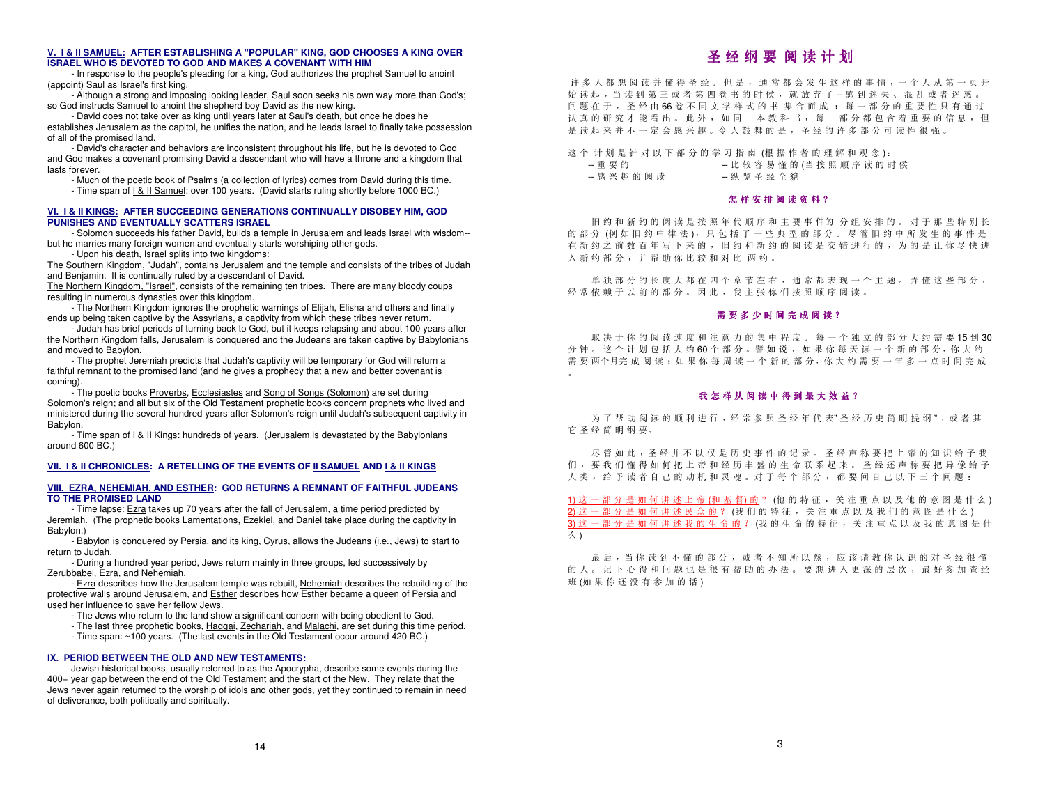## V. I & II SAMUEL: AFTER ESTABLISHING A "POPULAR" KING, GOD CHOOSES A KING OVER ISRAEL WHO IS DEVOTED TO GOD AND MAKES A COVENANT WITH HIM

- In response to the people's pleading for a king, God authorizes the prophet Samuel to anoint (appoint) Saul as Israel's first king.
- Although a strong and imposing looking leader, Saul soon seeks his own way more than God's; so God instructs Samuel to anoint the shepherd boy David as the new king.
- David does not take over as king until years later at Saul's death, but once he does he establishes Jerusalem as the capitol, he unifies the nation, and he leads Israel to finally take possession of all of the promised land.
- David's character and behaviors are inconsistent throughout his life, but he is devoted to God and God makes a covenant promising David a descendant who will have a throne and a kingdom that lasts forever.
- Much of the poetic book of Psalms (a collection of lyrics) comes from David during this time.
- Time span of I & II Samuel: over 100 years. (David starts ruling shortly before 1000 BC.)

## VI. I & II KINGS: AFTER SUCCEEDING GENERATIONS CONTINUALLY DISOBEY HIM, GOD PUNISHES AND EVENTUALLY SCATTERS ISRAEL

- Solomon succeeds his father David, builds a temple in Jerusalem and leads Israel with wisdom--but he marries many foreign women and eventually starts worshiping other gods.
- Upon his death, Israel splits into two kingdoms:

The Southern Kingdom, "Judah", contains Jerusalem and the temple and consists of the tribes of Judah and Benjamin. It is continually ruled by a descendant of David.
The Northern Kingdom, "Israel", consists of the remaining ten tribes. There are many bloody coups resulting in numerous dynasties over this kingdom.

- The Northern Kingdom ignores the prophetic warnings of Elijah, Elisha and others and finally ends up being taken captive by the Assyrians, a captivity from which these tribes never return.
- Judah has brief periods of turning back to God, but it keeps relapsing and about 100 years after the Northern Kingdom falls, Jerusalem is conquered and the Judeans are taken captive by Babylonians and moved to Babylon.
- The prophet Jeremiah predicts that Judah's captivity will be temporary for God will return a faithful remnant to the promised land (and he gives a prophecy that a new and better covenant is coming).
- The poetic books Proverbs, Ecclesiastes and Song of Songs (Solomon) are set during Solomon's reign; and all but six of the Old Testament prophetic books concern prophets who lived and ministered during the several hundred years after Solomon's reign until Judah's subsequent captivity in Babylon.
- Time span of I & II Kings: hundreds of years. (Jerusalem is devastated by the Babylonians around 600 BC.)

## VII. I & II CHRONICLES: A RETELLING OF THE EVENTS OF II SAMUEL AND I & II KINGS

## VIII. EZRA, NEHEMIAH, AND ESTHER: GOD RETURNS A REMNANT OF FAITHFUL JUDEANS TO THE PROMISED LAND

- Time lapse: Ezra takes up 70 years after the fall of Jerusalem, a time period predicted by Jeremiah. (The prophetic books Lamentations, Ezekiel, and Daniel take place during the captivity in Babylon.)
- Babylon is conquered by Persia, and its king, Cyrus, allows the Judeans (i.e., Jews) to start to return to Judah.
- During a hundred year period, Jews return mainly in three groups, led successively by Zerubbabel, Ezra, and Nehemiah.
- Ezra describes how the Jerusalem temple was rebuilt, Nehemiah describes the rebuilding of the protective walls around Jerusalem, and Esther describes how Esther became a queen of Persia and used her influence to save her fellow Jews.
- The Jews who return to the land show a significant concern with being obedient to God.
- The last three prophetic books, Haggai, Zechariah, and Malachi, are set during this time period.
- Time span: ~100 years. (The last events in the Old Testament occur around 420 BC.)

## IX. PERIOD BETWEEN THE OLD AND NEW TESTAMENTS:

Jewish historical books, usually referred to as the Apocrypha, describe some events during the 400+ year gap between the end of the Old Testament and the start of the New. They relate that the Jews never again returned to the worship of idols and other gods, yet they continued to remain in need of deliverance, both politically and spiritually.

# 圣经纲要阅读计划

许多人都想阅读并懂得圣经。但是，通常都会发生这样的事情，一个人从第一页开始读起，当读到第三或者第四卷书的时候，就放弃了--惑到迷失、混乱或者迷惑。问题在于，圣经由66卷不同文学样式的书集合而成：每一部分的重要性只有通过认真的研究才能看出。此外，如同一本教科书，每一部分都包含着重要的信息，但是读起来并不一定会感兴趣。令人鼓舞的是，圣经的许多部分可读性很强。

这个计划是针对以下部分的学习指南(根据作者的理解和观念)：

--重要的　　　　　　　　--比较容易懂的(当按照顺序读的时侯
--感兴趣的阅读　　　　　--纵览圣经全貌

### 怎样安排阅读资料？

旧约和新约的阅读是按照年代顺序和主要事件的分组安排的。对于那些特别长的部分(例如旧约中律法)，只包括了一些典型的部分。尽管旧约中所发生的事件是在新约之前数百年写下来的，旧约和新约的阅读是交错进行的，为的是让你尽快进入新约部分，并帮助你比较和对比两约。

单独部分的长度大都在四个章节左右，通常都表现一个主题。弄懂这些部分，经常依赖于以前的部分。因此，我主张你们按照顺序阅读。

### 需要多少时间完成阅读？

取决于你的阅读速度和注意力的集中程度。每一个独立的部分大约需要15到30分钟。这个计划包括大约60个部分。譬如说，如果你每天读一个新的部分，你大约需要两个月完成阅读；如果你每周读一个新的部分，你大约需要一年多一点时间完成。

### 我怎样从阅读中得到最大效益？

为了帮助阅读的顺利进行，经常参照圣经年代表"圣经历史简明提纲"，或者其它圣经简明纲要。

尽管如此，圣经并不以仅是历史事件的记录。圣经声称要把上帝的知识给予我们，要我们懂得如何把上帝和经历丰盛的生命联系起来。圣经还声称要把异像给予人类，给予读者自己的动机和灵魂。对于每个部分，都要问自己以下三个问题：

1) 这一部分是如何讲述上帝(和基督)的？(他的特征，关注重点以及他的意图是什么)
2) 这一部分是如何讲述民众的？(我们的特征，关注重点以及我们的意图是什么)
3) 这一部分是如何讲述我的生命的？(我的生命的特征，关注重点以及我的意图是什么)

最后，当你读到不懂的部分，或者不知所以然，应该请教你认识的对圣经很懂的人。记下心得和问题也是很有帮助的办法。要想进入更深的层次，最好参加查经班(如果你还没有参加的话)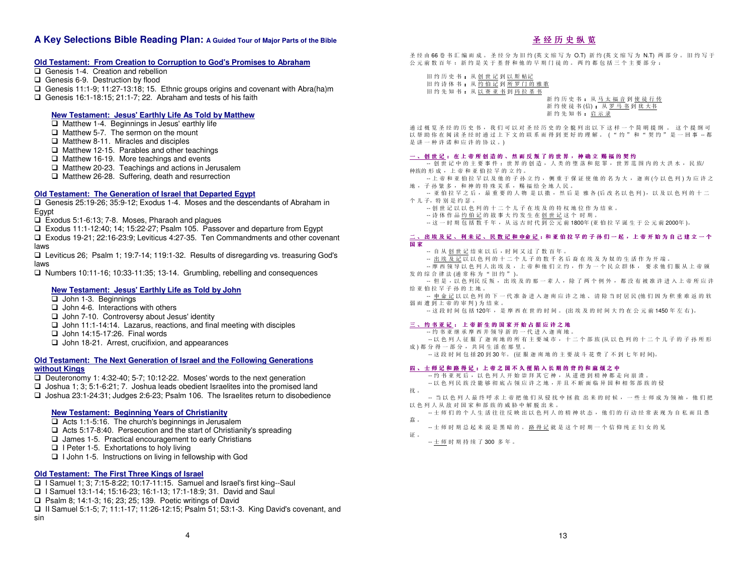# A Key Selections Bible Reading Plan: A Guided Tour of Major Parts of the Bible

## Old Testament: From Creation to Corruption to God's Promises to Abraham

- ❑ Genesis 1-4. Creation and rebellion
- ❑ Genesis 6-9. Destruction by flood
- ❑ Genesis 11:1-9; 11:27-13:18; 15. Ethnic groups origins and covenant with Abra(ha)m
- ❑ Genesis 16:1-18:15; 21:1-7; 22. Abraham and tests of his faith

### New Testament: Jesus' Earthly Life As Told by Matthew

- ❑ Matthew 1-4. Beginnings in Jesus' earthly life
- ❑ Matthew 5-7. The sermon on the mount
- ❑ Matthew 8-11. Miracles and disciples
- ❑ Matthew 12-15. Parables and other teachings
- ❑ Matthew 16-19. More teachings and events
- ❑ Matthew 20-23. Teachings and actions in Jerusalem
- ❑ Matthew 26-28. Suffering, death and resurrection

## Old Testament: The Generation of Israel that Departed Egypt

- ❑ Genesis 25:19-26; 35:9-12; Exodus 1-4. Moses and the descendants of Abraham in Egypt
- ❑ Exodus 5:1-6:13; 7-8. Moses, Pharaoh and plagues
- ❑ Exodus 11:1-12:40; 14; 15:22-27; Psalm 105. Passover and departure from Egypt
- ❑ Exodus 19-21; 22:16-23:9; Leviticus 4:27-35. Ten Commandments and other covenant laws
- ❑ Leviticus 26; Psalm 1; 19:7-14; 119:1-32. Results of disregarding vs. treasuring God's laws
- ❑ Numbers 10:11-16; 10:33-11:35; 13-14. Grumbling, rebelling and consequences

### New Testament: Jesus' Earthly Life as Told by John

- ❑ John 1-3. Beginnings
- ❑ John 4-6. Interactions with others
- ❑ John 7-10. Controversy about Jesus' identity
- ❑ John 11:1-14:14. Lazarus, reactions, and final meeting with disciples
- ❑ John 14:15-17:26. Final words
- ❑ John 18-21. Arrest, crucifixion, and appearances

## Old Testament: The Next Generation of Israel and the Following Generations without Kings

- ❑ Deuteronomy 1: 4:32-40; 5-7; 10:12-22. Moses' words to the next generation
- ❑ Joshua 1; 3; 5:1-6:21; 7. Joshua leads obedient Israelites into the promised land
- ❑ Joshua 23:1-24:31; Judges 2:6-23; Psalm 106. The Israelites return to disobedience

### New Testament: Beginning Years of Christianity

- ❑ Acts 1:1-5:16. The church's beginnings in Jerusalem
- ❑ Acts 5:17-8:40. Persecution and the start of Christianity's spreading
- ❑ James 1-5. Practical encouragement to early Christians
- ❑ I Peter 1-5. Exhortations to holy living
- ❑ I John 1-5. Instructions on living in fellowship with God

## Old Testament: The First Three Kings of Israel

- ❑ I Samuel 1; 3; 7:15-8:22; 10:17-11:15. Samuel and Israel's first king--Saul
- ❑ I Samuel 13:1-14; 15:16-23; 16:1-13; 17:1-18:9; 31. David and Saul
- ❑ Psalm 8; 14:1-3; 16; 23; 25; 139. Poetic writings of David
- ❑ II Samuel 5:1-5; 7; 11:1-17; 11:26-12:15; Psalm 51; 53:1-3. King David's covenant, and sin

# 圣经历史纵览

圣经由66卷书汇编而成。圣经分为旧约(英文缩写为 O.T) 新约(英文缩写为 N.T) 两部分。旧约写于公元前数百年；新约是关于基督和他的早期门徒的。两约都包括三个主要部分：

旧约历史书：从创世记到以斯帖记
旧约诗体书：从约伯记到所罗门的雅歌
旧约先知书：从以赛亚书到玛拉基书

新约历史书：从马太福音到使徒行传
新约使徒书(信)：从罗马书到犹大书
新约先知书：启示录

通过概览圣经的历史书，我们可以对圣经历史的全貌列出以下这样一个简明提纲。这个提纲可以帮助你在阅读圣经时通过上下文的联系而得到更好的理解。(“约”和“契约”是一回事 -- 都是讲一种许诺和应许的协议。)

**一、创世记：在上帝所创造的、然而反叛了的世界，神确立赐福的契约**

-- 创世记中的主要事件：世界的创造，人类的堕落和犯罪，世界范围内的大洪水，民族/种族的形成，上帝和亚伯拉罕的立约。

-- 上帝和亚伯拉罕以及他的子孙立约，侧重于保证使他的名为大，迦南(今以色列)为应许之地，子孙繁多，和神的特殊关系，赐福给全地人民。

-- 亚伯拉罕之后，最重要的人物是以撒，然后是雅各(后改名以色列)，以及以色列的十二个儿子，特别是约瑟。

-- 创世记以以色列的十二个儿子在埃及的特权地位作为结束。

-- 诗体作品约伯记的故事大约发生在创世记这个时期。

-- 这一时期包括数千年，从远古时代到公元前1800年(亚伯拉罕诞生于公元前2000年)。

**二、出埃及记、利未记、民数记和申命记：和亚伯拉罕的子孙们一起，上帝开始为自己建立一个国家**

-- 自从创世记结束以后，时间又过了数百年。

-- 出埃及记以以色列的十二个儿子的数千名后裔在埃及为奴的生活作为开端。

-- 摩西领导以色列人出埃及，上帝和他们立约，作为一个民众群体，要求他们服从上帝颁发的综合律法(通常称为“旧约”)。

-- 但是，以色列民反叛，出埃及的那一辈人，除了两个例外，都没有被准许进入上帝所应许给亚伯拉罕子孙的土地。

-- 申命记以以色列的下一代准备进入迦南应许之地、清除当时居民(他们因为积重难返的软弱而遭到上帝的审判)为结束。

-- 这段时间包括120年，是摩西在世的时间。(出埃及的时间大约在公元前1450年左右)。

**三、约书亚记：上帝新生的国家开始占据应许之地**

-- 约书亚继承摩西并领导新的一代进入迦南地。

-- 以色列人征服了迦南地的所有主要城市，十二个部族(从以色列的十二个儿子的子孙所形成)都分得一部分，共同生活在那里。

-- 这段时间包括20到30年。(征服迦南地的主要战斗花费了不到七年时间)。

**四、士师记和路得记：上帝之国不久便陷入长期的背约和麻烦之中**

-- 约书亚死后，以色列人开始崇拜其它神，从道德到精神都走向崩溃。

-- 以色列民族没能够彻底占领应许之地，并且不断面临异国和相邻部族的侵扰。

-- 当以色列人最终呼求上帝把他们从侵扰中拯救出来的时候，一些士师成为领袖，他们把以色列人从敌对国家和部族的威胁中解脱出来。

-- 士师们的个人生活往往反映出以色列人的精神状态，他们的行动经常表现为自私而且愚蠢。

-- 士师时期总起来说是黑暗的。路得记就是这个时期一个信仰纯正妇女的见证。

-- 士师时期持续了300多年。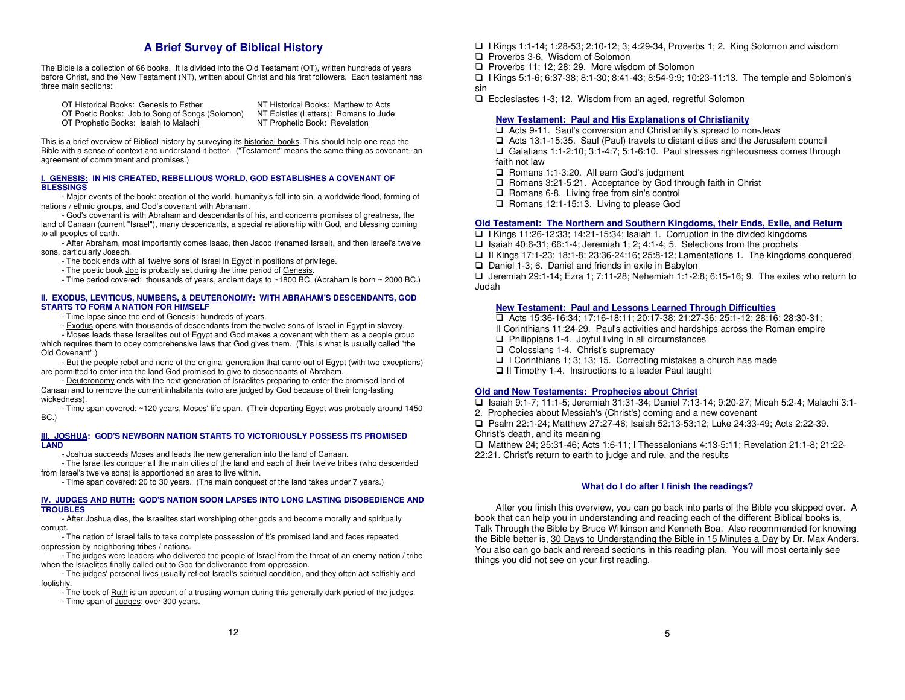## A Brief Survey of Biblical History

The Bible is a collection of 66 books. It is divided into the Old Testament (OT), written hundreds of years before Christ, and the New Testament (NT), written about Christ and his first followers. Each testament has three main sections:

| | |
|---|---|
| OT Historical Books: Genesis to Esther | NT Historical Books: Matthew to Acts |
| OT Poetic Books: Job to Song of Songs (Solomon) | NT Epistles (Letters): Romans to Jude |
| OT Prophetic Books: Isaiah to Malachi | NT Prophetic Book: Revelation |

This is a brief overview of Biblical history by surveying its historical books. This should help one read the Bible with a sense of context and understand it better. ("Testament" means the same thing as covenant--an agreement of commitment and promises.)

#### I. GENESIS: IN HIS CREATED, REBELLIOUS WORLD, GOD ESTABLISHES A COVENANT OF BLESSINGS

- Major events of the book: creation of the world, humanity's fall into sin, a worldwide flood, forming of nations / ethnic groups, and God's covenant with Abraham.
- God's covenant is with Abraham and descendants of his, and concerns promises of greatness, the land of Canaan (current "Israel"), many descendants, a special relationship with God, and blessing coming to all peoples of earth.
- After Abraham, most importantly comes Isaac, then Jacob (renamed Israel), and then Israel's twelve sons, particularly Joseph.
- The book ends with all twelve sons of Israel in Egypt in positions of privilege.
- The poetic book Job is probably set during the time period of Genesis.
- Time period covered: thousands of years, ancient days to ~1800 BC. (Abraham is born ~ 2000 BC.)

#### II. EXODUS, LEVITICUS, NUMBERS, & DEUTERONOMY: WITH ABRAHAM'S DESCENDANTS, GOD STARTS TO FORM A NATION FOR HIMSELF

- Time lapse since the end of Genesis: hundreds of years.
- Exodus opens with thousands of descendants from the twelve sons of Israel in Egypt in slavery.
- Moses leads these Israelites out of Egypt and God makes a covenant with them as a people group which requires them to obey comprehensive laws that God gives them. (This is what is usually called "the Old Covenant".)
- But the people rebel and none of the original generation that came out of Egypt (with two exceptions) are permitted to enter into the land God promised to give to descendants of Abraham.
- Deuteronomy ends with the next generation of Israelites preparing to enter the promised land of Canaan and to remove the current inhabitants (who are judged by God because of their long-lasting wickedness).
- Time span covered: ~120 years, Moses' life span. (Their departing Egypt was probably around 1450 BC.)

#### III. JOSHUA: GOD'S NEWBORN NATION STARTS TO VICTORIOUSLY POSSESS ITS PROMISED LAND

- Joshua succeeds Moses and leads the new generation into the land of Canaan.
- The Israelites conquer all the main cities of the land and each of their twelve tribes (who descended from Israel's twelve sons) is apportioned an area to live within.
- Time span covered: 20 to 30 years. (The main conquest of the land takes under 7 years.)

#### IV. JUDGES AND RUTH: GOD'S NATION SOON LAPSES INTO LONG LASTING DISOBEDIENCE AND TROUBLES

- After Joshua dies, the Israelites start worshiping other gods and become morally and spiritually corrupt.
- The nation of Israel fails to take complete possession of it's promised land and faces repeated oppression by neighboring tribes / nations.
- The judges were leaders who delivered the people of Israel from the threat of an enemy nation / tribe when the Israelites finally called out to God for deliverance from oppression.
- The judges' personal lives usually reflect Israel's spiritual condition, and they often act selfishly and foolishly.
- The book of Ruth is an account of a trusting woman during this generally dark period of the judges.
- Time span of Judges: over 300 years.

- ❑ I Kings 1:1-14; 1:28-53; 2:10-12; 3; 4:29-34, Proverbs 1; 2. King Solomon and wisdom
- ❑ Proverbs 3-6. Wisdom of Solomon
- ❑ Proverbs 11; 12; 28; 29. More wisdom of Solomon
- ❑ I Kings 5:1-6; 6:37-38; 8:1-30; 8:41-43; 8:54-9:9; 10:23-11:13. The temple and Solomon's sin
- ❑ Ecclesiastes 1-3; 12. Wisdom from an aged, regretful Solomon

#### New Testament: Paul and His Explanations of Christianity

- ❑ Acts 9-11. Saul's conversion and Christianity's spread to non-Jews
- ❑ Acts 13:1-15:35. Saul (Paul) travels to distant cities and the Jerusalem council
- ❑ Galatians 1:1-2:10; 3:1-4:7; 5:1-6:10. Paul stresses righteousness comes through faith not law
- ❑ Romans 1:1-3:20. All earn God's judgment
- ❑ Romans 3:21-5:21. Acceptance by God through faith in Christ
- ❑ Romans 6-8. Living free from sin's control
- ❑ Romans 12:1-15:13. Living to please God

#### Old Testament: The Northern and Southern Kingdoms, their Ends, Exile, and Return

- ❑ I Kings 11:26-12:33; 14:21-15:34; Isaiah 1. Corruption in the divided kingdoms
- ❑ Isaiah 40:6-31; 66:1-4; Jeremiah 1; 2; 4:1-4; 5. Selections from the prophets
- ❑ II Kings 17:1-23; 18:1-8; 23:36-24:16; 25:8-12; Lamentations 1. The kingdoms conquered
- ❑ Daniel 1-3; 6. Daniel and friends in exile in Babylon
- ❑ Jeremiah 29:1-14; Ezra 1; 7:11-28; Nehemiah 1:1-2:8; 6:15-16; 9. The exiles who return to Judah

#### New Testament: Paul and Lessons Learned Through Difficulties

- ❑ Acts 15:36-16:34; 17:16-18:11; 20:17-38; 21:27-36; 25:1-12; 28:16; 28:30-31; II Corinthians 11:24-29. Paul's activities and hardships across the Roman empire
- ❑ Philippians 1-4. Joyful living in all circumstances
- ❑ Colossians 1-4. Christ's supremacy
- ❑ I Corinthians 1; 3; 13; 15. Correcting mistakes a church has made
- ❑ II Timothy 1-4. Instructions to a leader Paul taught

#### Old and New Testaments: Prophecies about Christ

- ❑ Isaiah 9:1-7; 11:1-5; Jeremiah 31:31-34; Daniel 7:13-14; 9:20-27; Micah 5:2-4; Malachi 3:1-2. Prophecies about Messiah's (Christ's) coming and a new covenant
- ❑ Psalm 22:1-24; Matthew 27:27-46; Isaiah 52:13-53:12; Luke 24:33-49; Acts 2:22-39. Christ's death, and its meaning
- ❑ Matthew 24; 25:31-46; Acts 1:6-11; I Thessalonians 4:13-5:11; Revelation 21:1-8; 21:22-22:21. Christ's return to earth to judge and rule, and the results

#### What do I do after I finish the readings?

After you finish this overview, you can go back into parts of the Bible you skipped over. A book that can help you in understanding and reading each of the different Biblical books is, Talk Through the Bible by Bruce Wilkinson and Kenneth Boa. Also recommended for knowing the Bible better is, 30 Days to Understanding the Bible in 15 Minutes a Day by Dr. Max Anders. You also can go back and reread sections in this reading plan. You will most certainly see things you did not see on your first reading.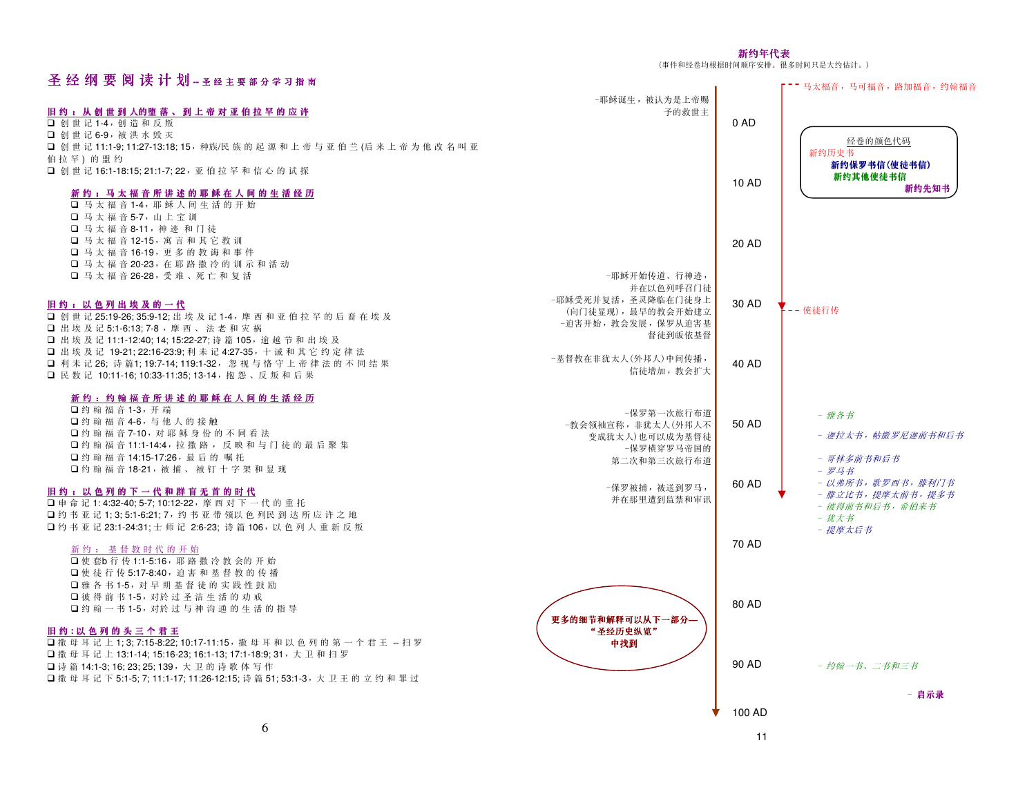# 圣经纲要阅读计划 -- 圣经主要部分学习指南

**旧约：从创世到人的堕落、到上帝对亚伯拉罕的应许**

- ❑ 创世记 1-4，创造和反叛
- ❑ 创世记 6-9，被洪水毁灭
- ❑ 创世记 11:1-9; 11:27-13:18; 15，种族/民族的起源和上帝与亚伯兰(后来上帝为他改名叫亚伯拉罕)的盟约
- ❑ 创世记 16:1-18:15; 21:1-7; 22，亚伯拉罕和信心的试探

**新约：马太福音所讲述的耶稣在人间的生活经历**

- ❑ 马太福音 1-4，耶稣人间生活的开始
- ❑ 马太福音 5-7，山上宝训
- ❑ 马太福音 8-11，神迹 和门徒
- ❑ 马太福音 12-15，寓言和其它教训
- ❑ 马太福音 16-19，更多的教诲和事件
- ❑ 马太福音 20-23，在耶路撒冷的训示和活动
- ❑ 马太福音 26-28，受难、死亡和复活

**旧约：以色列出埃及的一代**

- ❑ 创世记 25:19-26; 35:9-12; 出埃及记 1-4，摩西和亚伯拉罕的后裔在埃及
- ❑ 出埃及记 5:1-6:13; 7-8，摩西、法老和灾祸
- ❑ 出埃及记 11:1-12:40; 14; 15:22-27; 诗篇 105，逾越节和出埃及
- ❑ 出埃及记 19-21; 22:16-23:9; 利未记 4:27-35，十诫和其它约定律法
- ❑ 利未记 26; 诗篇1; 19:7-14; 119:1-32，忽视与恪守上帝律法的不同结果
- ❑ 民数记 10:11-16; 10:33-11:35; 13-14，抱怨、反叛和后果

**新约：约翰福音所讲述的耶稣在人间的生活经历**

- ❑ 约翰福音 1-3，开端
- ❑ 约翰福音 4-6，与他人的接触
- ❑ 约翰福音 7-10，对耶稣身份的不同看法
- ❑ 约翰福音 11:1-14:4，拉撒路，反映和与门徒的最后聚集
- ❑ 约翰福音 14:15-17:26，最后的 嘱托
- ❑ 约翰福音 18-21，被捕、被钉十字架和显现

**旧约：以色列的下一代和群盲无首的时代**

- ❑ 申命记 1: 4:32-40; 5-7; 10:12-22，摩西对下一代的重托
- ❑ 约书亚记 1; 3; 5:1-6:21; 7，约书亚带领以色列民到达所应许之地
- ❑ 约书亚记 23:1-24:31; 士师记 2:6-23; 诗篇 106，以色列人重新反叛

**新约：基督教时代的开始**

- ❑ 使套b行传 1:1-5:16，耶路撒冷教会的开始
- ❑ 使徒行传 5:17-8:40，迫害和基督教的传播
- ❑ 雅各书 1-5，对早期基督徒的实践性鼓励
- ❑ 彼得前书 1-5，对於过圣洁生活的劝戒
- ❑ 约翰一书 1-5，对於过与神沟通的生活的指导

**旧约：以色列的头三个君王**

- ❑ 撒母耳记上 1; 3; 7:15-8:22; 10:17-11:15，撒母耳和以色列的第一个君王 -- 扫罗
- ❑ 撒母耳记上 13:1-14; 15:16-23; 16:1-13; 17:1-18:9; 31，大卫和扫罗
- ❑ 诗篇 14:1-3; 16; 23; 25; 139，大卫的诗歌体写作
- ❑ 撒母耳记下 5:1-5; 7; 11:1-17; 11:26-12:15; 诗篇 51; 53:1-3，大卫王的立约和罪过

## 新约年代表

(事件和经卷均根据时间顺序安排。很多时间只是大约估计。)

**经卷的颜色代码**

- 新约历史书
- **新约保罗书信(使徒书信)**
- **新约其他使徒书信**
- **新约先知书**

| 事件 | 年代 | 经卷 |
|---|---|---|
| -耶稣诞生，被认为是上帝赐予的救世主 | 0 AD | 马太福音，马可福音，路加福音，约翰福音 |
| | 10 AD | |
| | 20 AD | |
| -耶稣开始传道、行神迹，并在以色列呼召门徒<br>-耶稣受死并复活，圣灵降临在门徒身上(向门徒显现)，最早的教会开始建立<br>-迫害开始，教会发展，保罗从迫害基督徒到皈依基督 | 30 AD | 使徒行传 |
| -基督教在非犹太人(外邦人)中间传播，信徒增加，教会扩大 | 40 AD | |
| -保罗第一次旅行布道<br>-教会领袖宣称，非犹太人(外邦人不变成犹太人)也可以成为基督徒<br>-保罗横穿罗马帝国的第二次和第三次旅行布道 | 50 AD | - 雅各书<br>- 迦拉太书，帖撒罗尼迦前书和后书<br>- 哥林多前书和后书<br>- 罗马书 |
| -保罗被捕，被送到罗马，并在那里遭到监禁和审讯 | 60 AD | - 以弗所书，歌罗西书，腓利门书<br>- 腓立比书，提摩太前书，提多书<br>- 彼得前书和后书，希伯来书<br>- 犹大书<br>- 提摩太后书 |
| | 70 AD | |
| | 80 AD | |
| | 90 AD | - 约翰一书、二书和三书<br>- 启示录 |
| | 100 AD | |

**更多的细节和解释可以从下一部分—“圣经历史纵览”中找到**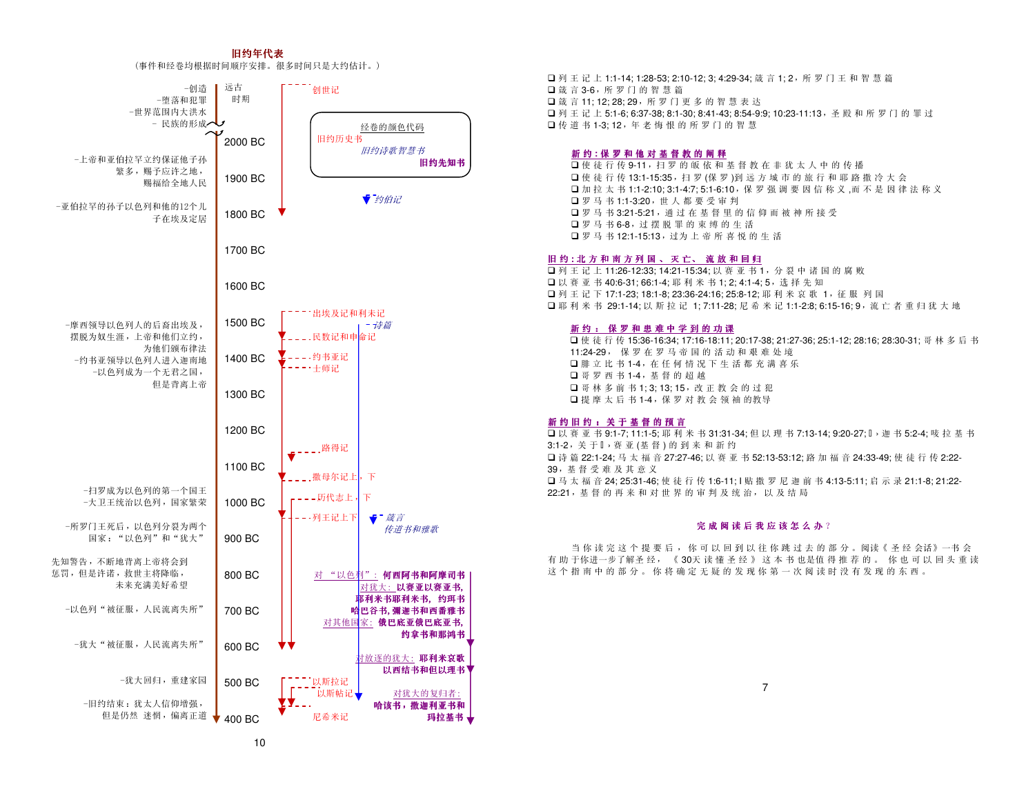## 旧约年代表

（事件和经卷均根据时间顺序安排。很多时间只是大约估计。）

| 事件 | 年代 | 经卷 |
| --- | --- | --- |
| -创造<br>-堕落和犯罪<br>-世界范围内大洪水<br>- 民族的形成 | 远古时期 | 创世记 |
| | 2000 BC | |
| -上帝和亚伯拉罕立约保证他子孙繁多，赐予应许之地，赐福给全地人民 | 1900 BC | 约伯记 |
| -亚伯拉罕的孙子以色列和他的12个儿子在埃及定居 | 1800 BC | |
| | 1700 BC | |
| | 1600 BC | |
| -摩西领导以色列人的后裔出埃及，摆脱为奴生涯，上帝和他们立约，为他们颁布律法 | 1500 BC | 出埃及记和利未记<br>诗篇<br>民数记和申命记 |
| -约书亚领导以色列人进入迦南地<br>-以色列成为一个无君之国，但是背离上帝 | 1400 BC | 约书亚记<br>士师记 |
| | 1300 BC | |
| | 1200 BC | 路得记 |
| | 1100 BC | 撒母耳记上，下 |
| -扫罗成为以色列的第一个国王<br>-大卫王统治以色列，国家繁荣 | 1000 BC | 历代志上，下<br>列王记上下<br>箴言<br>传道书和雅歌 |
| -所罗门王死后，以色列分裂为两个国家："以色列"和"犹大" | 900 BC | |
| 先知警告，不断地背离上帝将会到惩罚，但是许诺，救世主将降临，未来充满美好希望 | 800 BC | 对"以色列"：何西阿书和阿摩司书<br>对犹大：以赛亚以赛亚书，耶利米书耶利米书，约珥书<br>哈巴谷书，弥迦书和西番雅书 |
| -以色列"被征服，人民流离失所" | 700 BC | 对其他国家：俄巴底亚俄巴底亚书，约拿书和那鸿书 |
| -犹大"被征服，人民流离失所" | 600 BC | 对放逐的犹大：耶利米哀歌<br>以西结书和但以理书 |
| -犹大回归，重建家园 | 500 BC | 以斯拉记<br>以斯帖记<br>对犹大的复归者：哈该书，撒迦利亚书和玛拉基书 |
| -旧约结束：犹太人信仰增强，但是仍然 迷惘，偏离正道 | 400 BC | 尼希米记 |

**经卷的颜色代码**

旧约历史书

*旧约诗歌智慧书*

**旧约先知书**

---

- ❑ 列王记上 1:1-14; 1:28-53; 2:10-12; 3; 4:29-34; 箴言 1; 2，所罗门王和智慧篇
- ❑ 箴言 3-6，所罗门的智慧篇
- ❑ 箴言 11; 12; 28; 29，所罗门更多的智慧表达
- ❑ 列王记上 5:1-6; 6:37-38; 8:1-30; 8:41-43; 8:54-9:9; 10:23-11:13，圣殿和所罗门的罪过
- ❑ 传道书 1-3; 12，年老悔恨的所罗门的智慧

### 新约：保罗和他对基督教的阐释

- ❑ 使徒行传 9-11，扫罗的皈依和基督教在非犹太人中的传播
- ❑ 使徒行传 13:1-15:35，扫罗(保罗)到远方城市的旅行和耶路撒冷大会
- ❑ 加拉太书 1:1-2:10; 3:1-4:7; 5:1-6:10，保罗强调要因信称义,而不是因律法称义
- ❑ 罗马书 1:1-3:20，世人都要受审判
- ❑ 罗马书 3:21-5:21，通过在基督里的信仰而被神所接受
- ❑ 罗马书 6-8，过摆脱罪的束缚的生活
- ❑ 罗马书 12:1-15:13，过为上帝所喜悦的生活

### 旧约：北方和南方列国、灭亡、流放和回归

- ❑ 列王记上 11:26-12:33; 14:21-15:34; 以赛亚书 1，分裂中诸国的腐败
- ❑ 以赛亚书 40:6-31; 66:1-4; 耶利米书 1; 2; 4:1-4; 5，选择先知
- ❑ 列王记下 17:1-23; 18:1-8; 23:36-24:16; 25:8-12; 耶利米哀歌 1，征服列国
- ❑ 耶利米书 29:1-14; 以斯拉记 1; 7:11-28; 尼希米记 1:1-2:8; 6:15-16; 9，流亡者重归犹大地

### 新约：保罗从患难中学到的功课

- ❑ 使徒行传 15:36-16:34; 17:16-18:11; 20:17-38; 21:27-36; 25:1-12; 28:16; 28:30-31; 哥林多后书 11:24-29，保罗在罗马帝国的活动和艰难处境
- ❑ 腓立比书 1-4，在任何情况下生活都充满喜乐
- ❑ 哥罗西书 1-4，基督的超越
- ❑ 哥林多前书 1; 3; 13; 15，改正教会的过犯
- ❑ 提摩太后书 1-4，保罗对教会领袖的教导

### 新约旧约：关于基督的预言

- ❑ 以赛亚书 9:1-7; 11:1-5; 耶利米书 31:31-34; 但以理书 7:13-14; 9:20-27; ，迦书 5:2-4; 吱拉基书 3:1-2，关于，赛亚(基督)的到来和新约
- ❑ 诗篇 22:1-24; 马太福音 27:27-46; 以赛亚书 52:13-53:12; 路加福音 24:33-49; 使徒行传 2:22-39，基督受难及其意义
- ❑ 马太福音 24; 25:31-46; 使徒行传 1:6-11; l 贴撒罗尼迦前书 4:13-5:11; 启示录 21:1-8; 21:22-22:21，基督的再来和对世界的审判及统治，以及结局

### 完成阅读后我应该怎么办？

当你读完这个提要后，你可以回到以往你跳过去的部分。阅读《圣经会话》一书会有助于你进一步了解圣经，《30天读懂圣经》这本书也是值得推荐的。你也可以回头重读这个指南中的部分。你将确定无疑的发现你第一次阅读时没有发现的东西。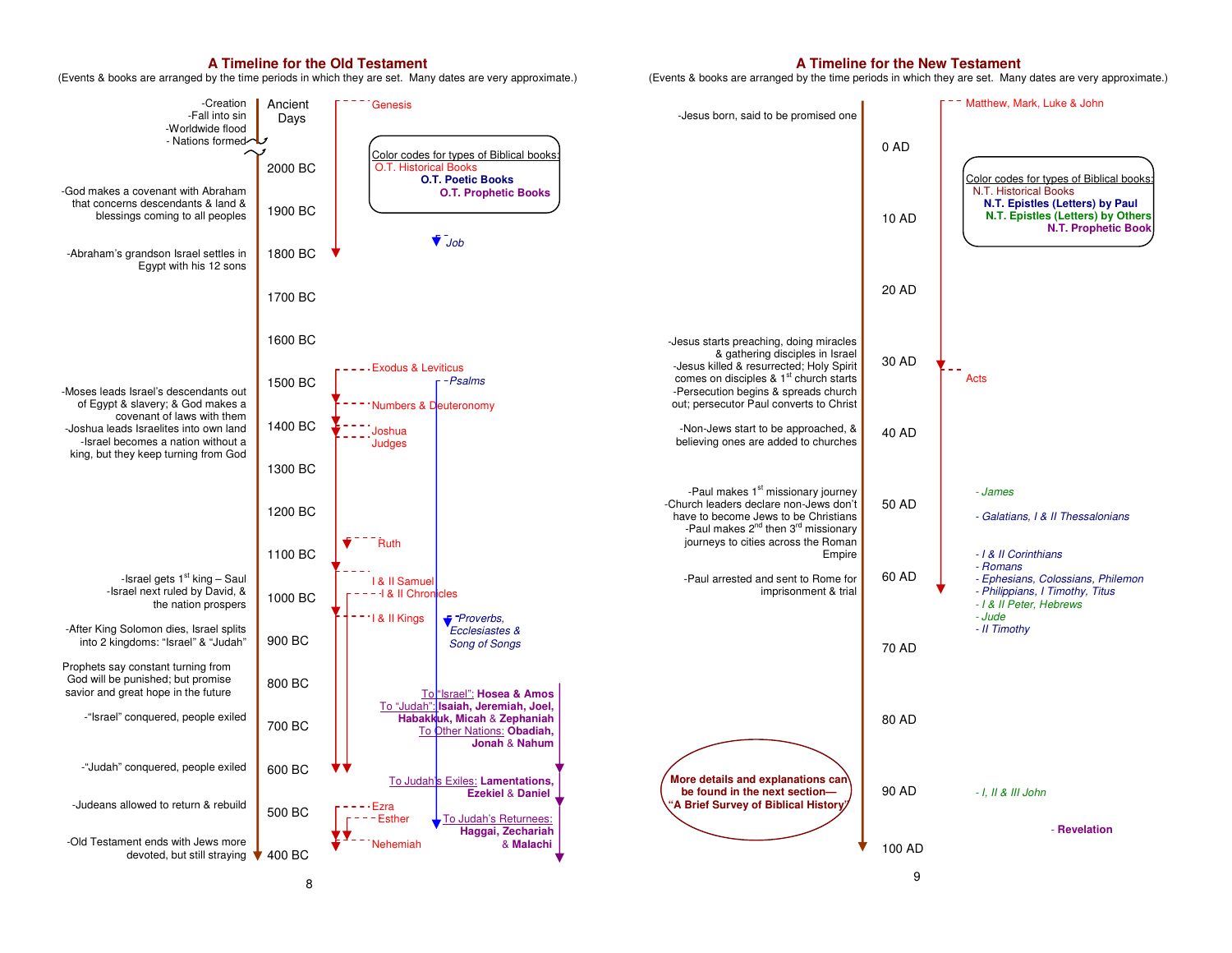## A Timeline for the Old Testament

(Events & books are arranged by the time periods in which they are set. Many dates are very approximate.)

Color codes for types of Biblical books:
O.T. Historical Books
**O.T. Poetic Books**
**O.T. Prophetic Books**

-Creation
-Fall into sin
-Worldwide flood
- Nations formed

Ancient Days

Genesis

2000 BC

-God makes a covenant with Abraham that concerns descendants & land & blessings coming to all peoples

1900 BC

*Job*

-Abraham's grandson Israel settles in Egypt with his 12 sons

1800 BC

1700 BC

1600 BC

Exodus & Leviticus

*Psalms*

1500 BC

-Moses leads Israel's descendants out of Egypt & slavery; & God makes a covenant of laws with them
-Joshua leads Israelites into own land
-Israel becomes a nation without a king, but they keep turning from God

Numbers & Deuteronomy

1400 BC

Joshua
Judges

1300 BC

1200 BC

Ruth

1100 BC

-Israel gets 1st king – Saul
-Israel next ruled by David, & the nation prospers

I & II Samuel
I & II Chronicles

1000 BC

I & II Kings

*Proverbs, Ecclesiastes & Song of Songs*

-After King Solomon dies, Israel splits into 2 kingdoms: "Israel" & "Judah"

900 BC

Prophets say constant turning from God will be punished; but promise savior and great hope in the future

800 BC

To "Israel": **Hosea & Amos**
To "Judah": **Isaiah, Jeremiah, Joel, Habakkuk, Micah & Zephaniah**
To Other Nations: **Obadiah, Jonah & Nahum**

-"Israel" conquered, people exiled

700 BC

-"Judah" conquered, people exiled

600 BC

To Judah's Exiles: **Lamentations, Ezekiel & Daniel**

-Judeans allowed to return & rebuild

500 BC

Ezra
Esther

To Judah's Returnees: **Haggai, Zechariah & Malachi**

Nehemiah

-Old Testament ends with Jews more devoted, but still straying

400 BC

## A Timeline for the New Testament

(Events & books are arranged by the time periods in which they are set. Many dates are very approximate.)

Color codes for types of Biblical books:
N.T. Historical Books
**N.T. Epistles (Letters) by Paul**
**N.T. Epistles (Letters) by Others**
**N.T. Prophetic Book**

Matthew, Mark, Luke & John

-Jesus born, said to be promised one

0 AD

10 AD

20 AD

-Jesus starts preaching, doing miracles & gathering disciples in Israel
-Jesus killed & resurrected; Holy Spirit comes on disciples & 1st church starts
-Persecution begins & spreads church out; persecutor Paul converts to Christ

30 AD

Acts

-Non-Jews start to be approached, & believing ones are added to churches

40 AD

-Paul makes 1st missionary journey
-Church leaders declare non-Jews don't have to become Jews to be Christians
-Paul makes 2nd then 3rd missionary journeys to cities across the Roman Empire

*- James*

50 AD

*- Galatians, I & II Thessalonians*

*- I & II Corinthians*
*- Romans*

-Paul arrested and sent to Rome for imprisonment & trial

60 AD

*- Ephesians, Colossians, Philemon*
*- Philippians, I Timothy, Titus*
*- I & II Peter, Hebrews*
*- Jude*
*- II Timothy*

70 AD

80 AD

**More details and explanations can be found in the next section— "A Brief Survey of Biblical History"**

90 AD

*- I, II & III John*

**- Revelation**

100 AD